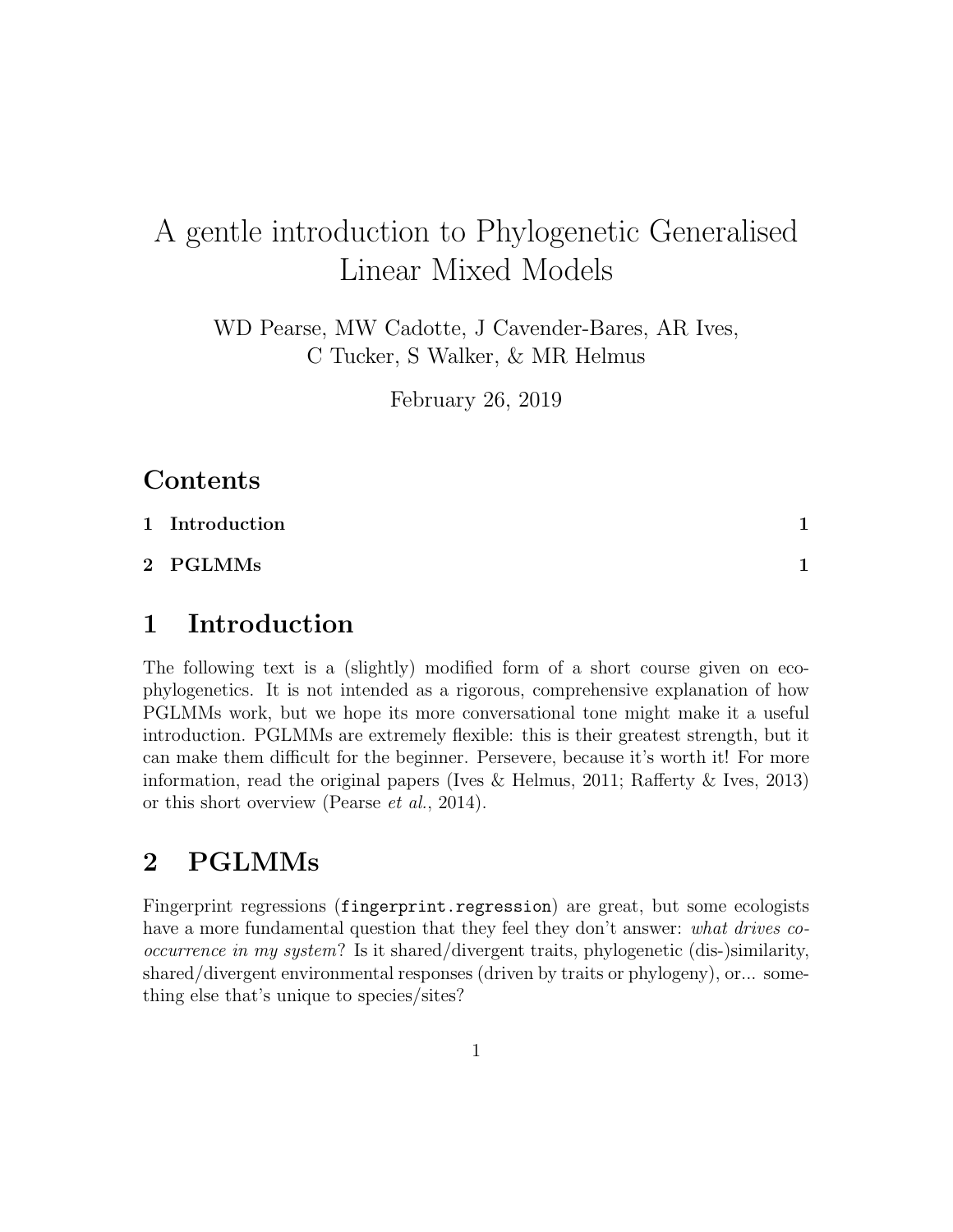# A gentle introduction to Phylogenetic Generalised Linear Mixed Models

WD Pearse, MW Cadotte, J Cavender-Bares, AR Ives,
C Tucker, S Walker, & MR Helmus

February 26, 2019

## Contents

**1 Introduction** **1**

**2 PGLMMs** **1**

## 1 Introduction

The following text is a (slightly) modified form of a short course given on eco-phylogenetics. It is not intended as a rigorous, comprehensive explanation of how PGLMMs work, but we hope its more conversational tone might make it a useful introduction. PGLMMs are extremely flexible: this is their greatest strength, but it can make them difficult for the beginner. Persevere, because it's worth it! For more information, read the original papers (Ives & Helmus, 2011; Rafferty & Ives, 2013) or this short overview (Pearse *et al.*, 2014).

## 2 PGLMMs

Fingerprint regressions (`fingerprint.regression`) are great, but some ecologists have a more fundamental question that they feel they don't answer: *what drives co-occurrence in my system*? Is it shared/divergent traits, phylogenetic (dis-)similarity, shared/divergent environmental responses (driven by traits or phylogeny), or... something else that's unique to species/sites?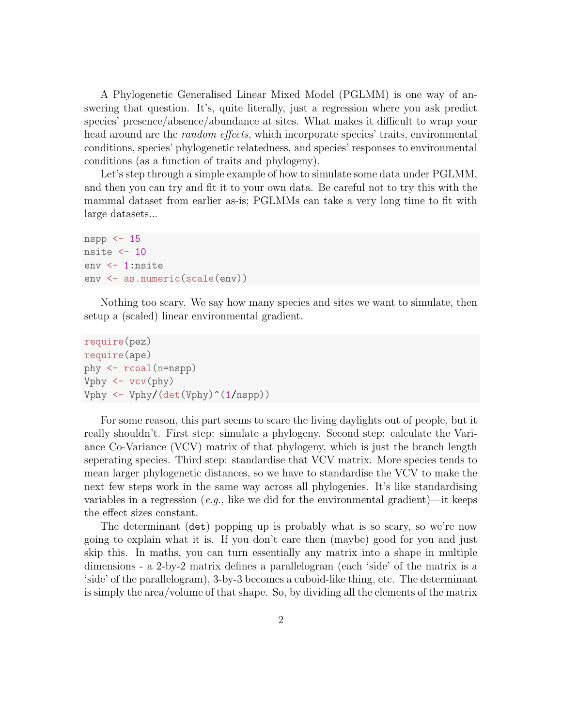A Phylogenetic Generalised Linear Mixed Model (PGLMM) is one way of answering that question. It's, quite literally, just a regression where you ask predict species' presence/absence/abundance at sites. What makes it difficult to wrap your head around are the *random effects*, which incorporate species' traits, environmental conditions, species' phylogenetic relatedness, and species' responses to environmental conditions (as a function of traits and phylogeny).

Let's step through a simple example of how to simulate some data under PGLMM, and then you can try and fit it to your own data. Be careful not to try this with the mammal dataset from earlier as-is; PGLMMs can take a very long time to fit with large datasets...

```
nspp <- 15
nsite <- 10
env <- 1:nsite
env <- as.numeric(scale(env))
```

Nothing too scary. We say how many species and sites we want to simulate, then setup a (scaled) linear environmental gradient.

```
require(pez)
require(ape)
phy <- rcoal(n=nspp)
Vphy <- vcv(phy)
Vphy <- Vphy/(det(Vphy)^(1/nspp))
```

For some reason, this part seems to scare the living daylights out of people, but it really shouldn't. First step: simulate a phylogeny. Second step: calculate the Variance Co-Variance (VCV) matrix of that phylogeny, which is just the branch length seperating species. Third step: standardise that VCV matrix. More species tends to mean larger phylogenetic distances, so we have to standardise the VCV to make the next few steps work in the same way across all phylogenies. It's like standardising variables in a regression (*e.g.*, like we did for the environmental gradient)—it keeps the effect sizes constant.

The determinant (`det`) popping up is probably what is so scary, so we're now going to explain what it is. If you don't care then (maybe) good for you and just skip this. In maths, you can turn essentially any matrix into a shape in multiple dimensions - a 2-by-2 matrix defines a parallelogram (each 'side' of the matrix is a 'side' of the parallelogram), 3-by-3 becomes a cuboid-like thing, etc. The determinant is simply the area/volume of that shape. So, by dividing all the elements of the matrix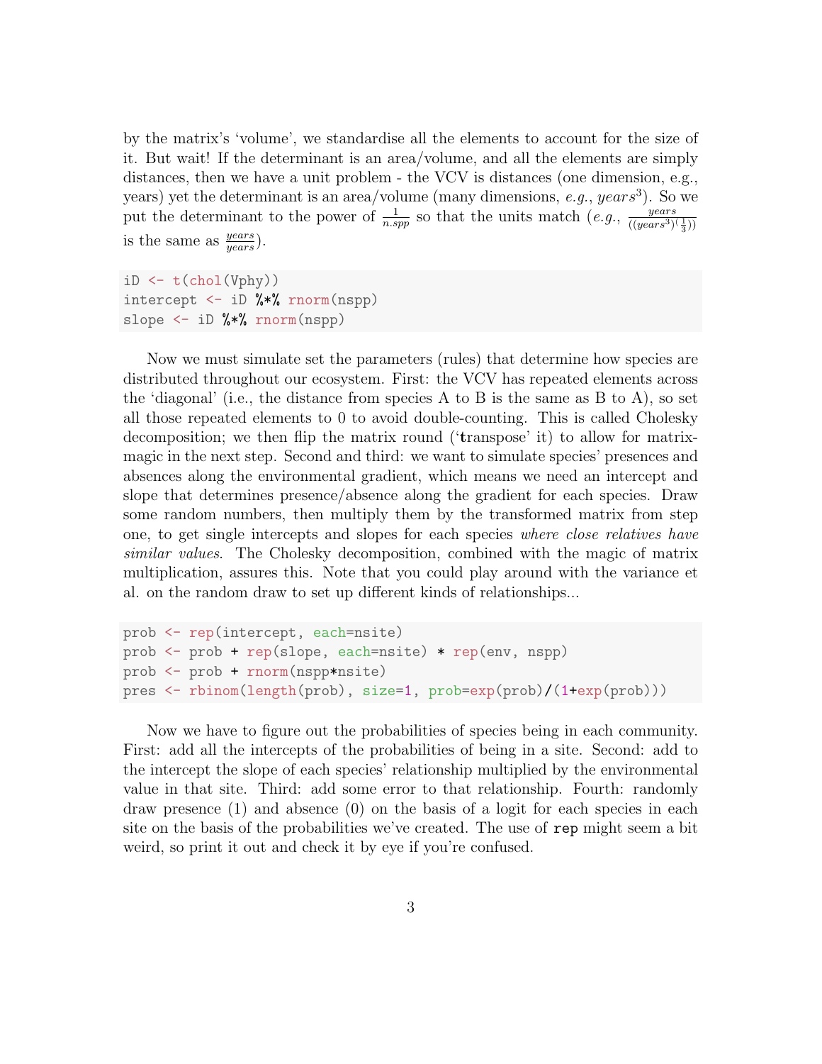by the matrix's 'volume', we standardise all the elements to account for the size of it. But wait! If the determinant is an area/volume, and all the elements are simply distances, then we have a unit problem - the VCV is distances (one dimension, e.g., years) yet the determinant is an area/volume (many dimensions, *e.g.*, $years^3$). So we put the determinant to the power of $\frac{1}{n.spp}$ so that the units match (*e.g.*, $\frac{years}{((years^3)^{(\frac{1}{3})})}$ is the same as $\frac{years}{years}$).

```
iD <- t(chol(Vphy))
intercept <- iD %*% rnorm(nspp)
slope <- iD %*% rnorm(nspp)
```

Now we must simulate set the parameters (rules) that determine how species are distributed throughout our ecosystem. First: the VCV has repeated elements across the 'diagonal' (i.e., the distance from species A to B is the same as B to A), so set all those repeated elements to 0 to avoid double-counting. This is called Cholesky decomposition; we then flip the matrix round ('**t**ranspose' it) to allow for matrix-magic in the next step. Second and third: we want to simulate species' presences and absences along the environmental gradient, which means we need an intercept and slope that determines presence/absence along the gradient for each species. Draw some random numbers, then multiply them by the transformed matrix from step one, to get single intercepts and slopes for each species *where close relatives have similar values*. The Cholesky decomposition, combined with the magic of matrix multiplication, assures this. Note that you could play around with the variance et al. on the random draw to set up different kinds of relationships...

```
prob <- rep(intercept, each=nsite)
prob <- prob + rep(slope, each=nsite) * rep(env, nspp)
prob <- prob + rnorm(nspp*nsite)
pres <- rbinom(length(prob), size=1, prob=exp(prob)/(1+exp(prob)))
```

Now we have to figure out the probabilities of species being in each community. First: add all the intercepts of the probabilities of being in a site. Second: add to the intercept the slope of each species' relationship multiplied by the environmental value in that site. Third: add some error to that relationship. Fourth: randomly draw presence (1) and absence (0) on the basis of a logit for each species in each site on the basis of the probabilities we've created. The use of `rep` might seem a bit weird, so print it out and check it by eye if you're confused.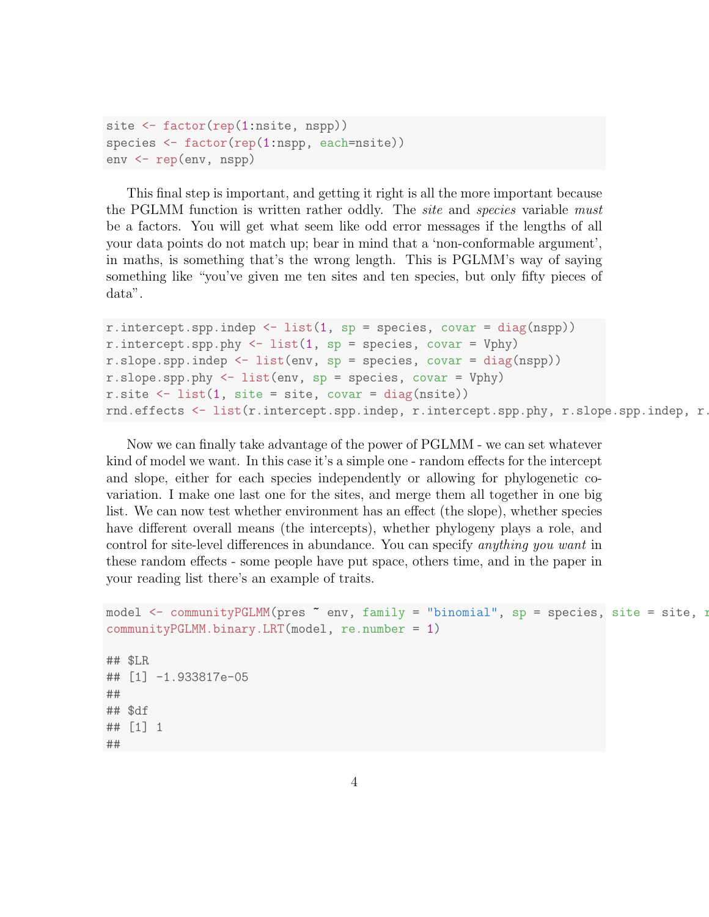```
site <- factor(rep(1:nsite, nspp))
species <- factor(rep(1:nspp, each=nsite))
env <- rep(env, nspp)
```

This final step is important, and getting it right is all the more important because the PGLMM function is written rather oddly. The *site* and *species* variable *must* be a factors. You will get what seem like odd error messages if the lengths of all your data points do not match up; bear in mind that a 'non-conformable argument', in maths, is something that's the wrong length. This is PGLMM's way of saying something like "you've given me ten sites and ten species, but only fifty pieces of data".

```
r.intercept.spp.indep <- list(1, sp = species, covar = diag(nspp))
r.intercept.spp.phy <- list(1, sp = species, covar = Vphy)
r.slope.spp.indep <- list(env, sp = species, covar = diag(nspp))
r.slope.spp.phy <- list(env, sp = species, covar = Vphy)
r.site <- list(1, site = site, covar = diag(nsite))
rnd.effects <- list(r.intercept.spp.indep, r.intercept.spp.phy, r.slope.spp.indep, r.
```

Now we can finally take advantage of the power of PGLMM - we can set whatever kind of model we want. In this case it's a simple one - random effects for the intercept and slope, either for each species independently or allowing for phylogenetic co-variation. I make one last one for the sites, and merge them all together in one big list. We can now test whether environment has an effect (the slope), whether species have different overall means (the intercepts), whether phylogeny plays a role, and control for site-level differences in abundance. You can specify *anything you want* in these random effects - some people have put space, others time, and in the paper in your reading list there's an example of traits.

```
model <- communityPGLMM(pres ~ env, family = "binomial", sp = species, site = site, r
communityPGLMM.binary.LRT(model, re.number = 1)

## $LR
## [1] -1.933817e-05
##
## $df
## [1] 1
##
```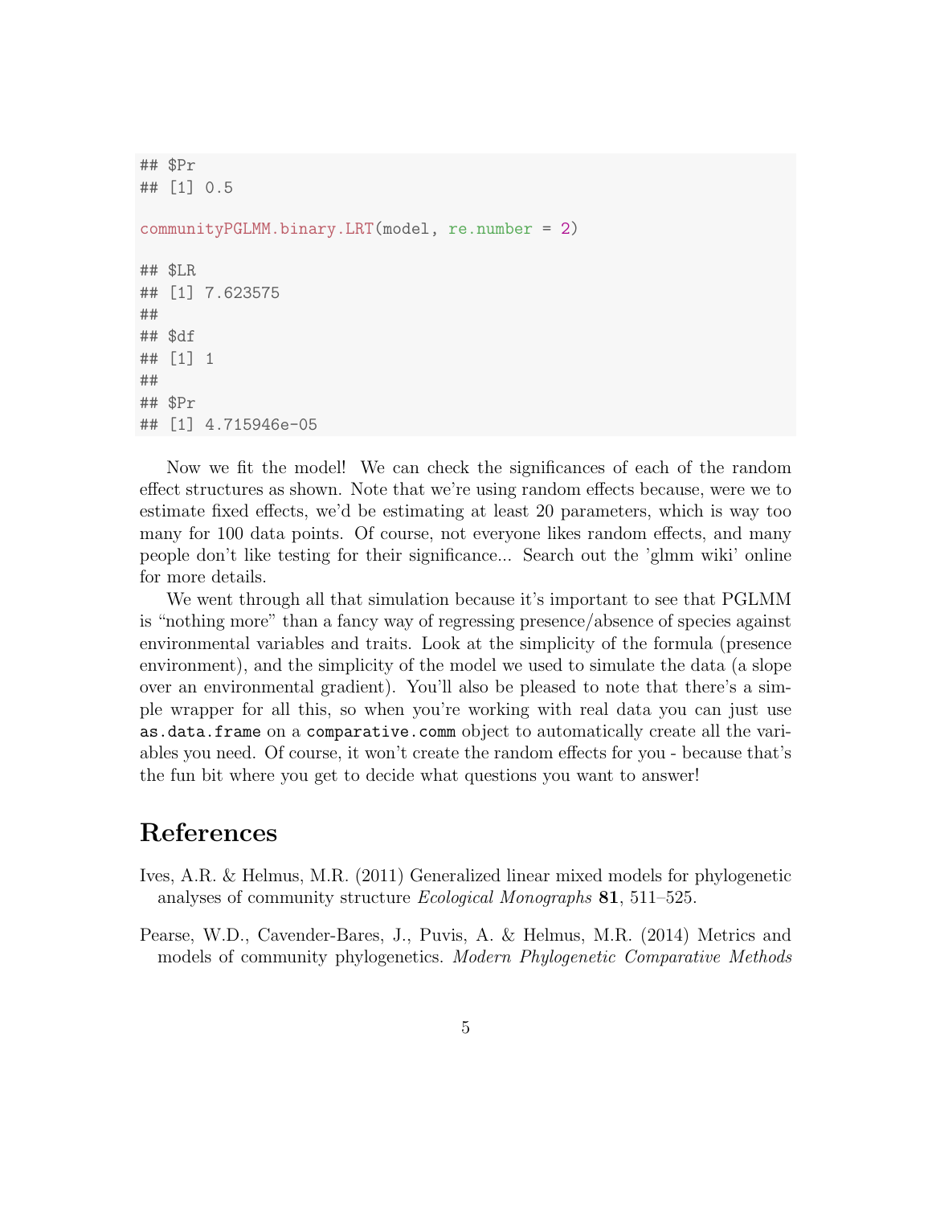```
## $Pr
## [1] 0.5

communityPGLMM.binary.LRT(model, re.number = 2)

## $LR
## [1] 7.623575
##
## $df
## [1] 1
##
## $Pr
## [1] 4.715946e-05
```

Now we fit the model! We can check the significances of each of the random effect structures as shown. Note that we're using random effects because, were we to estimate fixed effects, we'd be estimating at least 20 parameters, which is way too many for 100 data points. Of course, not everyone likes random effects, and many people don't like testing for their significance... Search out the 'glmm wiki' online for more details.

We went through all that simulation because it's important to see that PGLMM is "nothing more" than a fancy way of regressing presence/absence of species against environmental variables and traits. Look at the simplicity of the formula (presence environment), and the simplicity of the model we used to simulate the data (a slope over an environmental gradient). You'll also be pleased to note that there's a simple wrapper for all this, so when you're working with real data you can just use `as.data.frame` on a `comparative.comm` object to automatically create all the variables you need. Of course, it won't create the random effects for you - because that's the fun bit where you get to decide what questions you want to answer!

# References

Ives, A.R. & Helmus, M.R. (2011) Generalized linear mixed models for phylogenetic analyses of community structure *Ecological Monographs* **81**, 511–525.

Pearse, W.D., Cavender-Bares, J., Puvis, A. & Helmus, M.R. (2014) Metrics and models of community phylogenetics. *Modern Phylogenetic Comparative Methods*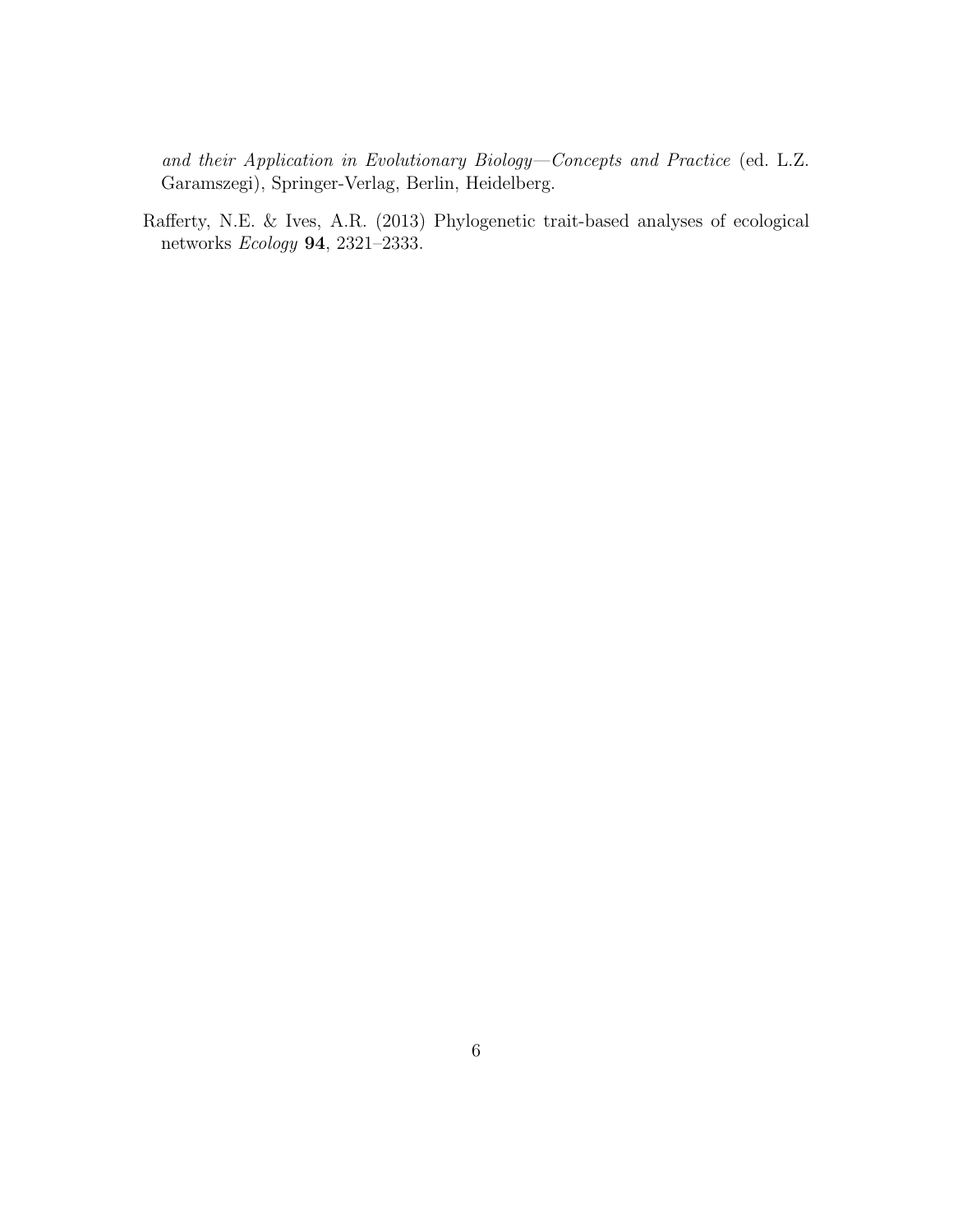*and their Application in Evolutionary Biology—Concepts and Practice* (ed. L.Z. Garamszegi), Springer-Verlag, Berlin, Heidelberg.

Rafferty, N.E. & Ives, A.R. (2013) Phylogenetic trait-based analyses of ecological networks *Ecology* **94**, 2321–2333.